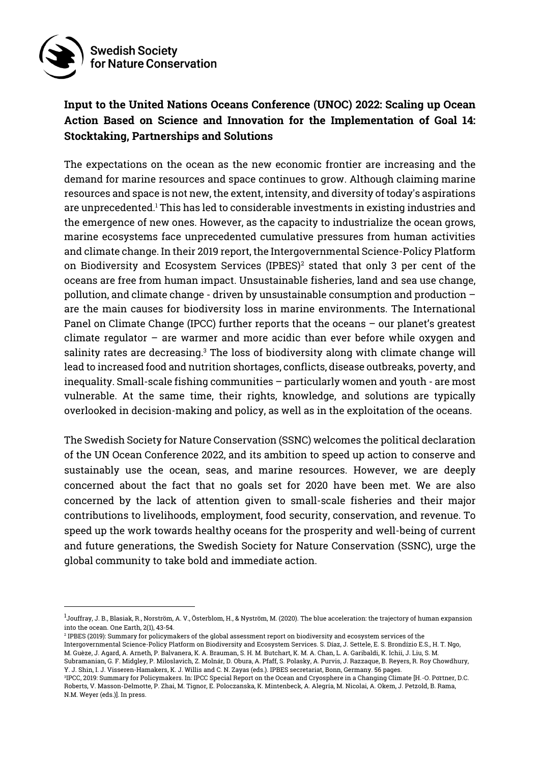Swedish Society for Nature Conservation

**Input to the United Nations Oceans Conference (UNOC) 2022: Scaling up Ocean Action Based on Science and Innovation for the Implementation of Goal 14: Stocktaking, Partnerships and Solutions**

The expectations on the ocean as the new economic frontier are increasing and the demand for marine resources and space continues to grow. Although claiming marine resources and space is not new, the extent, intensity, and diversity of today's aspirations are unprecedented.[1] This has led to considerable investments in existing industries and the emergence of new ones. However, as the capacity to industrialize the ocean grows, marine ecosystems face unprecedented cumulative pressures from human activities and climate change. In their 2019 report, the Intergovernmental Science-Policy Platform on Biodiversity and Ecosystem Services (IPBES)[2] stated that only 3 per cent of the oceans are free from human impact. Unsustainable fisheries, land and sea use change, pollution, and climate change - driven by unsustainable consumption and production – are the main causes for biodiversity loss in marine environments. The International Panel on Climate Change (IPCC) further reports that the oceans – our planet's greatest climate regulator – are warmer and more acidic than ever before while oxygen and salinity rates are decreasing.[3] The loss of biodiversity along with climate change will lead to increased food and nutrition shortages, conflicts, disease outbreaks, poverty, and inequality. Small-scale fishing communities – particularly women and youth - are most vulnerable. At the same time, their rights, knowledge, and solutions are typically overlooked in decision-making and policy, as well as in the exploitation of the oceans.

The Swedish Society for Nature Conservation (SSNC) welcomes the political declaration of the UN Ocean Conference 2022, and its ambition to speed up action to conserve and sustainably use the ocean, seas, and marine resources. However, we are deeply concerned about the fact that no goals set for 2020 have been met. We are also concerned by the lack of attention given to small-scale fisheries and their major contributions to livelihoods, employment, food security, conservation, and revenue. To speed up the work towards healthy oceans for the prosperity and well-being of current and future generations, the Swedish Society for Nature Conservation (SSNC), urge the global community to take bold and immediate action.

---

[1] Jouffray, J. B., Blasiak, R., Norström, A. V., Österblom, H., & Nyström, M. (2020). The blue acceleration: the trajectory of human expansion into the ocean. One Earth, 2(1), 43-54.

[2] IPBES (2019): Summary for policymakers of the global assessment report on biodiversity and ecosystem services of the Intergovernmental Science-Policy Platform on Biodiversity and Ecosystem Services. S. Díaz, J. Settele, E. S. Brondízio E.S., H. T. Ngo, M. Guèze, J. Agard, A. Arneth, P. Balvanera, K. A. Brauman, S. H. M. Butchart, K. M. A. Chan, L. A. Garibaldi, K. Ichii, J. Liu, S. M. Subramanian, G. F. Midgley, P. Miloslavich, Z. Molnár, D. Obura, A. Pfaff, S. Polasky, A. Purvis, J. Razzaque, B. Reyers, R. Roy Chowdhury, Y. J. Shin, I. J. Visseren-Hamakers, K. J. Willis and C. N. Zayas (eds.). IPBES secretariat, Bonn, Germany. 56 pages.

[3] IPCC, 2019: Summary for Policymakers. In: IPCC Special Report on the Ocean and Cryosphere in a Changing Climate [H.-O. Pörtner, D.C. Roberts, V. Masson-Delmotte, P. Zhai, M. Tignor, E. Poloczanska, K. Mintenbeck, A. Alegría, M. Nicolai, A. Okem, J. Petzold, B. Rama, N.M. Weyer (eds.)]. In press.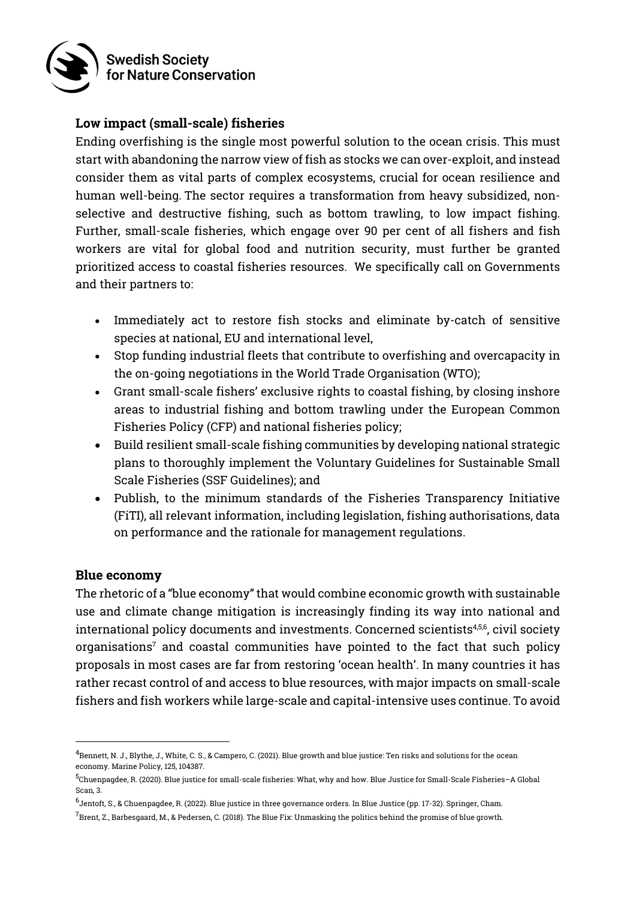## Low impact (small-scale) fisheries

Ending overfishing is the single most powerful solution to the ocean crisis. This must start with abandoning the narrow view of fish as stocks we can over-exploit, and instead consider them as vital parts of complex ecosystems, crucial for ocean resilience and human well-being. The sector requires a transformation from heavy subsidized, non-selective and destructive fishing, such as bottom trawling, to low impact fishing. Further, small-scale fisheries, which engage over 90 per cent of all fishers and fish workers are vital for global food and nutrition security, must further be granted prioritized access to coastal fisheries resources. We specifically call on Governments and their partners to:

- Immediately act to restore fish stocks and eliminate by-catch of sensitive species at national, EU and international level,
- Stop funding industrial fleets that contribute to overfishing and overcapacity in the on-going negotiations in the World Trade Organisation (WTO);
- Grant small-scale fishers' exclusive rights to coastal fishing, by closing inshore areas to industrial fishing and bottom trawling under the European Common Fisheries Policy (CFP) and national fisheries policy;
- Build resilient small-scale fishing communities by developing national strategic plans to thoroughly implement the Voluntary Guidelines for Sustainable Small Scale Fisheries (SSF Guidelines); and
- Publish, to the minimum standards of the Fisheries Transparency Initiative (FiTI), all relevant information, including legislation, fishing authorisations, data on performance and the rationale for management regulations.

## Blue economy

The rhetoric of a "blue economy" that would combine economic growth with sustainable use and climate change mitigation is increasingly finding its way into national and international policy documents and investments. Concerned scientists[4,5,6], civil society organisations[7] and coastal communities have pointed to the fact that such policy proposals in most cases are far from restoring 'ocean health'. In many countries it has rather recast control of and access to blue resources, with major impacts on small-scale fishers and fish workers while large-scale and capital-intensive uses continue. To avoid

---

[4] Bennett, N. J., Blythe, J., White, C. S., & Campero, C. (2021). Blue growth and blue justice: Ten risks and solutions for the ocean economy. Marine Policy, 125, 104387.

[5] Chuenpagdee, R. (2020). Blue justice for small-scale fisheries: What, why and how. Blue Justice for Small-Scale Fisheries–A Global Scan, 3.

[6] Jentoft, S., & Chuenpagdee, R. (2022). Blue justice in three governance orders. In Blue Justice (pp. 17-32). Springer, Cham.

[7] Brent, Z., Barbesgaard, M., & Pedersen, C. (2018). The Blue Fix: Unmasking the politics behind the promise of blue growth.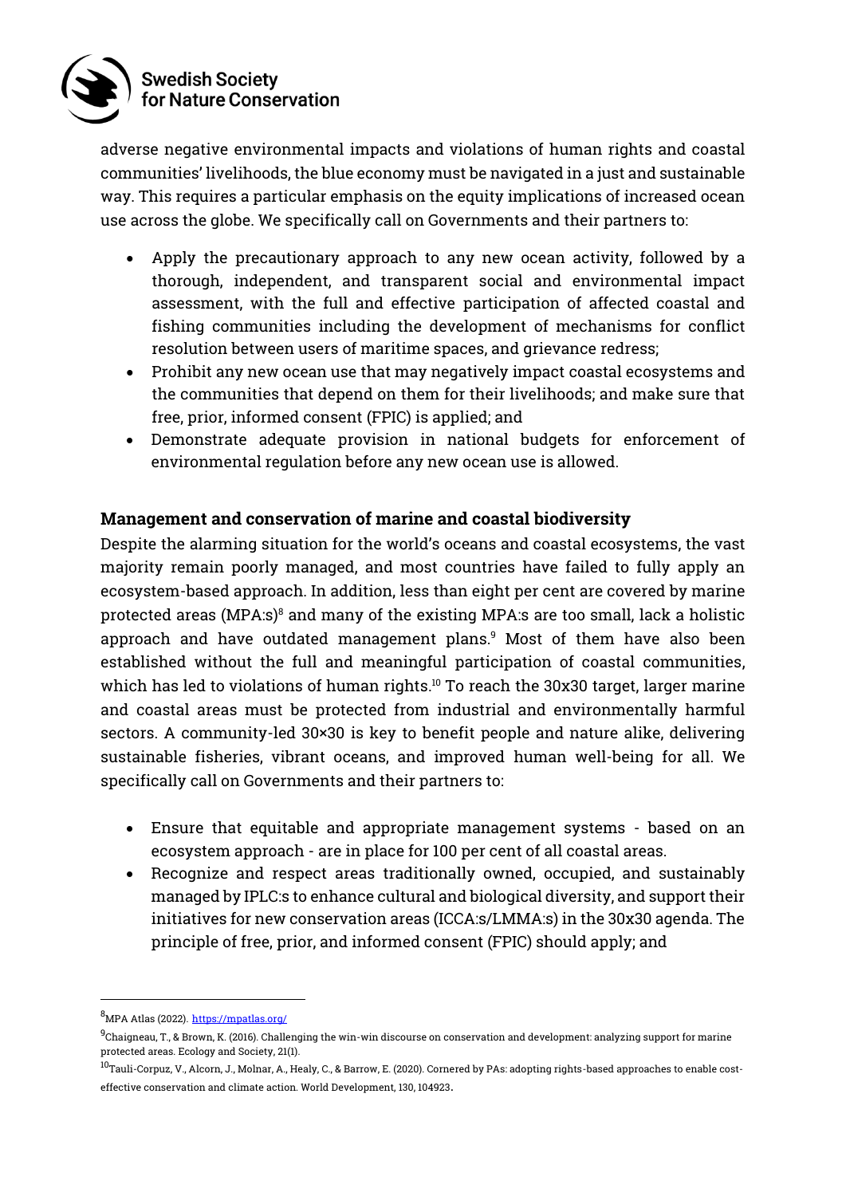adverse negative environmental impacts and violations of human rights and coastal communities' livelihoods, the blue economy must be navigated in a just and sustainable way. This requires a particular emphasis on the equity implications of increased ocean use across the globe. We specifically call on Governments and their partners to:

- Apply the precautionary approach to any new ocean activity, followed by a thorough, independent, and transparent social and environmental impact assessment, with the full and effective participation of affected coastal and fishing communities including the development of mechanisms for conflict resolution between users of maritime spaces, and grievance redress;
- Prohibit any new ocean use that may negatively impact coastal ecosystems and the communities that depend on them for their livelihoods; and make sure that free, prior, informed consent (FPIC) is applied; and
- Demonstrate adequate provision in national budgets for enforcement of environmental regulation before any new ocean use is allowed.

## Management and conservation of marine and coastal biodiversity

Despite the alarming situation for the world's oceans and coastal ecosystems, the vast majority remain poorly managed, and most countries have failed to fully apply an ecosystem-based approach. In addition, less than eight per cent are covered by marine protected areas (MPA:s)[8] and many of the existing MPA:s are too small, lack a holistic approach and have outdated management plans.[9] Most of them have also been established without the full and meaningful participation of coastal communities, which has led to violations of human rights.[10] To reach the 30x30 target, larger marine and coastal areas must be protected from industrial and environmentally harmful sectors. A community-led 30×30 is key to benefit people and nature alike, delivering sustainable fisheries, vibrant oceans, and improved human well-being for all. We specifically call on Governments and their partners to:

- Ensure that equitable and appropriate management systems - based on an ecosystem approach - are in place for 100 per cent of all coastal areas.
- Recognize and respect areas traditionally owned, occupied, and sustainably managed by IPLC:s to enhance cultural and biological diversity, and support their initiatives for new conservation areas (ICCA:s/LMMA:s) in the 30x30 agenda. The principle of free, prior, and informed consent (FPIC) should apply; and

---

[8] MPA Atlas (2022). https://mpatlas.org/

[9] Chaigneau, T., & Brown, K. (2016). Challenging the win-win discourse on conservation and development: analyzing support for marine protected areas. Ecology and Society, 21(1).

[10] Tauli-Corpuz, V., Alcorn, J., Molnar, A., Healy, C., & Barrow, E. (2020). Cornered by PAs: adopting rights-based approaches to enable cost-effective conservation and climate action. World Development, 130, 104923.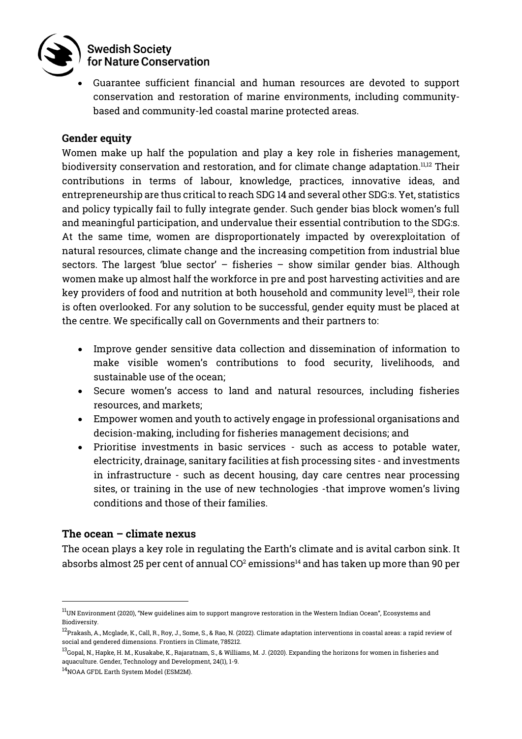- Guarantee sufficient financial and human resources are devoted to support conservation and restoration of marine environments, including community-based and community-led coastal marine protected areas.

### Gender equity

Women make up half the population and play a key role in fisheries management, biodiversity conservation and restoration, and for climate change adaptation.[11,12] Their contributions in terms of labour, knowledge, practices, innovative ideas, and entrepreneurship are thus critical to reach SDG 14 and several other SDG:s. Yet, statistics and policy typically fail to fully integrate gender. Such gender bias block women's full and meaningful participation, and undervalue their essential contribution to the SDG:s. At the same time, women are disproportionately impacted by overexploitation of natural resources, climate change and the increasing competition from industrial blue sectors. The largest 'blue sector' – fisheries – show similar gender bias. Although women make up almost half the workforce in pre and post harvesting activities and are key providers of food and nutrition at both household and community level[13], their role is often overlooked. For any solution to be successful, gender equity must be placed at the centre. We specifically call on Governments and their partners to:

- Improve gender sensitive data collection and dissemination of information to make visible women's contributions to food security, livelihoods, and sustainable use of the ocean;
- Secure women's access to land and natural resources, including fisheries resources, and markets;
- Empower women and youth to actively engage in professional organisations and decision-making, including for fisheries management decisions; and
- Prioritise investments in basic services - such as access to potable water, electricity, drainage, sanitary facilities at fish processing sites - and investments in infrastructure - such as decent housing, day care centres near processing sites, or training in the use of new technologies -that improve women's living conditions and those of their families.

### The ocean – climate nexus

The ocean plays a key role in regulating the Earth's climate and is avital carbon sink. It absorbs almost 25 per cent of annual $CO^2$ emissions[14] and has taken up more than 90 per

---

[11] UN Environment (2020), "New guidelines aim to support mangrove restoration in the Western Indian Ocean", Ecosystems and Biodiversity.

[12] Prakash, A., Mcglade, K., Call, R., Roy, J., Some, S., & Rao, N. (2022). Climate adaptation interventions in coastal areas: a rapid review of social and gendered dimensions. Frontiers in Climate, 785212.

[13] Gopal, N., Hapke, H. M., Kusakabe, K., Rajaratnam, S., & Williams, M. J. (2020). Expanding the horizons for women in fisheries and aquaculture. Gender, Technology and Development, 24(1), 1-9.

[14] NOAA GFDL Earth System Model (ESM2M).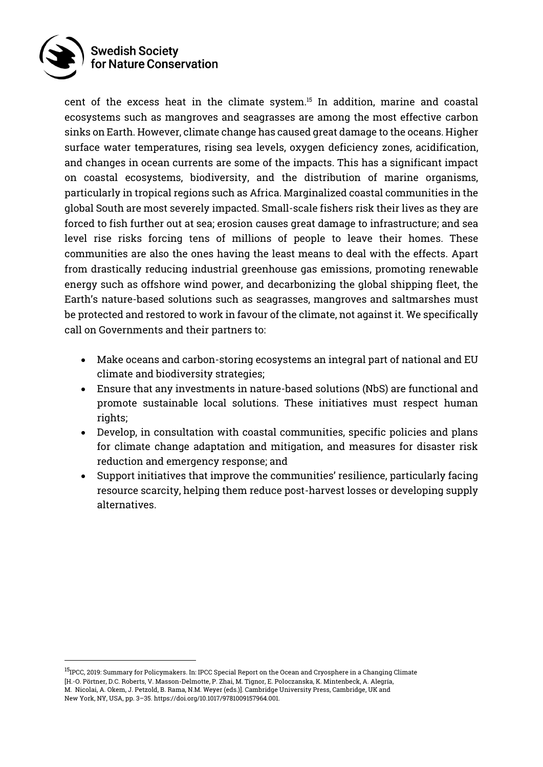cent of the excess heat in the climate system.[15] In addition, marine and coastal ecosystems such as mangroves and seagrasses are among the most effective carbon sinks on Earth. However, climate change has caused great damage to the oceans. Higher surface water temperatures, rising sea levels, oxygen deficiency zones, acidification, and changes in ocean currents are some of the impacts. This has a significant impact on coastal ecosystems, biodiversity, and the distribution of marine organisms, particularly in tropical regions such as Africa. Marginalized coastal communities in the global South are most severely impacted. Small-scale fishers risk their lives as they are forced to fish further out at sea; erosion causes great damage to infrastructure; and sea level rise risks forcing tens of millions of people to leave their homes. These communities are also the ones having the least means to deal with the effects. Apart from drastically reducing industrial greenhouse gas emissions, promoting renewable energy such as offshore wind power, and decarbonizing the global shipping fleet, the Earth's nature-based solutions such as seagrasses, mangroves and saltmarshes must be protected and restored to work in favour of the climate, not against it. We specifically call on Governments and their partners to:

- Make oceans and carbon-storing ecosystems an integral part of national and EU climate and biodiversity strategies;
- Ensure that any investments in nature-based solutions (NbS) are functional and promote sustainable local solutions. These initiatives must respect human rights;
- Develop, in consultation with coastal communities, specific policies and plans for climate change adaptation and mitigation, and measures for disaster risk reduction and emergency response; and
- Support initiatives that improve the communities' resilience, particularly facing resource scarcity, helping them reduce post-harvest losses or developing supply alternatives.

[15] IPCC, 2019: Summary for Policymakers. In: IPCC Special Report on the Ocean and Cryosphere in a Changing Climate [H.-O. Pörtner, D.C. Roberts, V. Masson-Delmotte, P. Zhai, M. Tignor, E. Poloczanska, K. Mintenbeck, A. Alegría, M. Nicolai, A. Okem, J. Petzold, B. Rama, N.M. Weyer (eds.)]. Cambridge University Press, Cambridge, UK and New York, NY, USA, pp. 3–35. https://doi.org/10.1017/9781009157964.001.